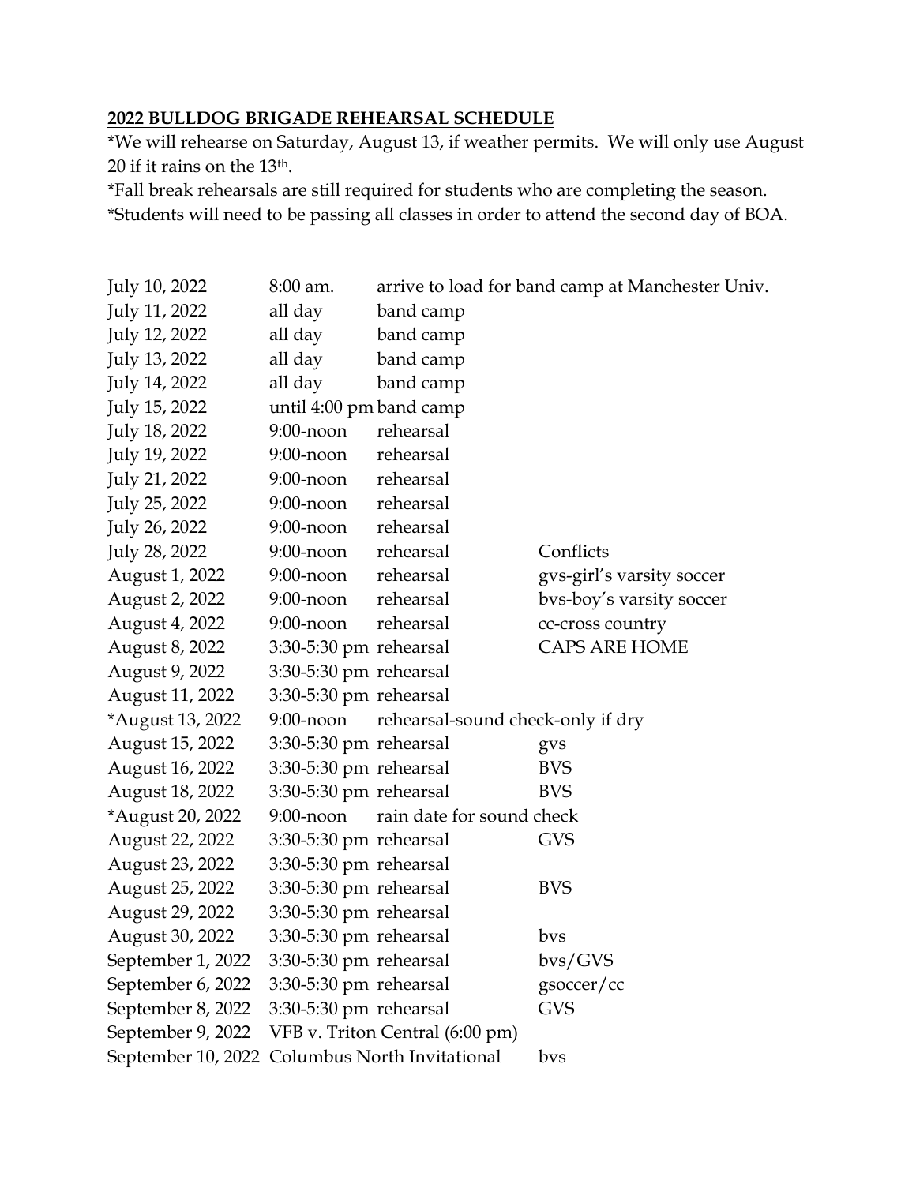**2022 BULLDOG BRIGADE REHEARSAL SCHEDULE**

*We will rehearse on Saturday, August 13, if weather permits. We will only use August 20 if it rains on the 13th.

*Fall break rehearsals are still required for students who are completing the season.

*Students will need to be passing all classes in order to attend the second day of BOA.

| | | | |
|---|---|---|---|
| July 10, 2022 | 8:00 am. | arrive to load for band camp at Manchester Univ. | |
| July 11, 2022 | all day | band camp | |
| July 12, 2022 | all day | band camp | |
| July 13, 2022 | all day | band camp | |
| July 14, 2022 | all day | band camp | |
| July 15, 2022 | until 4:00 pm | band camp | |
| July 18, 2022 | 9:00-noon | rehearsal | |
| July 19, 2022 | 9:00-noon | rehearsal | |
| July 21, 2022 | 9:00-noon | rehearsal | |
| July 25, 2022 | 9:00-noon | rehearsal | |
| July 26, 2022 | 9:00-noon | rehearsal | |
| July 28, 2022 | 9:00-noon | rehearsal | Conflicts |
| August 1, 2022 | 9:00-noon | rehearsal | gvs-girl's varsity soccer |
| August 2, 2022 | 9:00-noon | rehearsal | bvs-boy's varsity soccer |
| August 4, 2022 | 9:00-noon | rehearsal | cc-cross country |
| August 8, 2022 | 3:30-5:30 pm | rehearsal | CAPS ARE HOME |
| August 9, 2022 | 3:30-5:30 pm | rehearsal | |
| August 11, 2022 | 3:30-5:30 pm | rehearsal | |
| *August 13, 2022 | 9:00-noon | rehearsal-sound check-only if dry | |
| August 15, 2022 | 3:30-5:30 pm | rehearsal | gvs |
| August 16, 2022 | 3:30-5:30 pm | rehearsal | BVS |
| August 18, 2022 | 3:30-5:30 pm | rehearsal | BVS |
| *August 20, 2022 | 9:00-noon | rain date for sound check | |
| August 22, 2022 | 3:30-5:30 pm | rehearsal | GVS |
| August 23, 2022 | 3:30-5:30 pm | rehearsal | |
| August 25, 2022 | 3:30-5:30 pm | rehearsal | BVS |
| August 29, 2022 | 3:30-5:30 pm | rehearsal | |
| August 30, 2022 | 3:30-5:30 pm | rehearsal | bvs |
| September 1, 2022 | 3:30-5:30 pm | rehearsal | bvs/GVS |
| September 6, 2022 | 3:30-5:30 pm | rehearsal | gsoccer/cc |
| September 8, 2022 | 3:30-5:30 pm | rehearsal | GVS |
| September 9, 2022 | VFB v. Triton Central (6:00 pm) | | |
| September 10, 2022 | Columbus North Invitational | | bvs |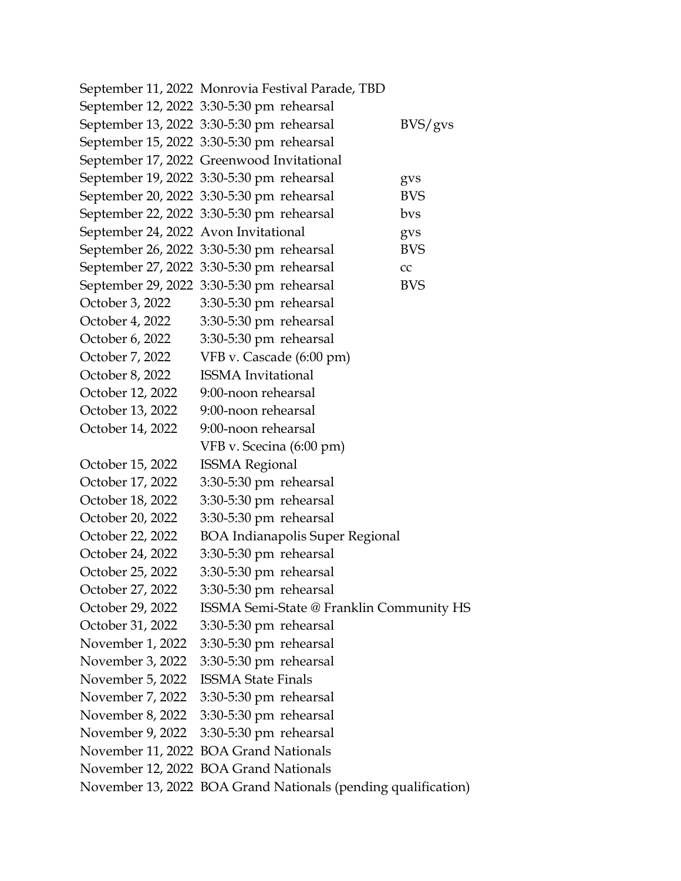| | | |
|---|---|---|
| September 11, 2022 | Monrovia Festival Parade, TBD | |
| September 12, 2022 | 3:30-5:30 pm rehearsal | |
| September 13, 2022 | 3:30-5:30 pm rehearsal | BVS/gvs |
| September 15, 2022 | 3:30-5:30 pm rehearsal | |
| September 17, 2022 | Greenwood Invitational | |
| September 19, 2022 | 3:30-5:30 pm rehearsal | gvs |
| September 20, 2022 | 3:30-5:30 pm rehearsal | BVS |
| September 22, 2022 | 3:30-5:30 pm rehearsal | bvs |
| September 24, 2022 | Avon Invitational | gvs |
| September 26, 2022 | 3:30-5:30 pm rehearsal | BVS |
| September 27, 2022 | 3:30-5:30 pm rehearsal | cc |
| September 29, 2022 | 3:30-5:30 pm rehearsal | BVS |
| October 3, 2022 | 3:30-5:30 pm rehearsal | |
| October 4, 2022 | 3:30-5:30 pm rehearsal | |
| October 6, 2022 | 3:30-5:30 pm rehearsal | |
| October 7, 2022 | VFB v. Cascade (6:00 pm) | |
| October 8, 2022 | ISSMA Invitational | |
| October 12, 2022 | 9:00-noon rehearsal | |
| October 13, 2022 | 9:00-noon rehearsal | |
| October 14, 2022 | 9:00-noon rehearsal | |
| | VFB v. Scecina (6:00 pm) | |
| October 15, 2022 | ISSMA Regional | |
| October 17, 2022 | 3:30-5:30 pm rehearsal | |
| October 18, 2022 | 3:30-5:30 pm rehearsal | |
| October 20, 2022 | 3:30-5:30 pm rehearsal | |
| October 22, 2022 | BOA Indianapolis Super Regional | |
| October 24, 2022 | 3:30-5:30 pm rehearsal | |
| October 25, 2022 | 3:30-5:30 pm rehearsal | |
| October 27, 2022 | 3:30-5:30 pm rehearsal | |
| October 29, 2022 | ISSMA Semi-State @ Franklin Community HS | |
| October 31, 2022 | 3:30-5:30 pm rehearsal | |
| November 1, 2022 | 3:30-5:30 pm rehearsal | |
| November 3, 2022 | 3:30-5:30 pm rehearsal | |
| November 5, 2022 | ISSMA State Finals | |
| November 7, 2022 | 3:30-5:30 pm rehearsal | |
| November 8, 2022 | 3:30-5:30 pm rehearsal | |
| November 9, 2022 | 3:30-5:30 pm rehearsal | |
| November 11, 2022 | BOA Grand Nationals | |
| November 12, 2022 | BOA Grand Nationals | |
| November 13, 2022 | BOA Grand Nationals (pending qualification) | |